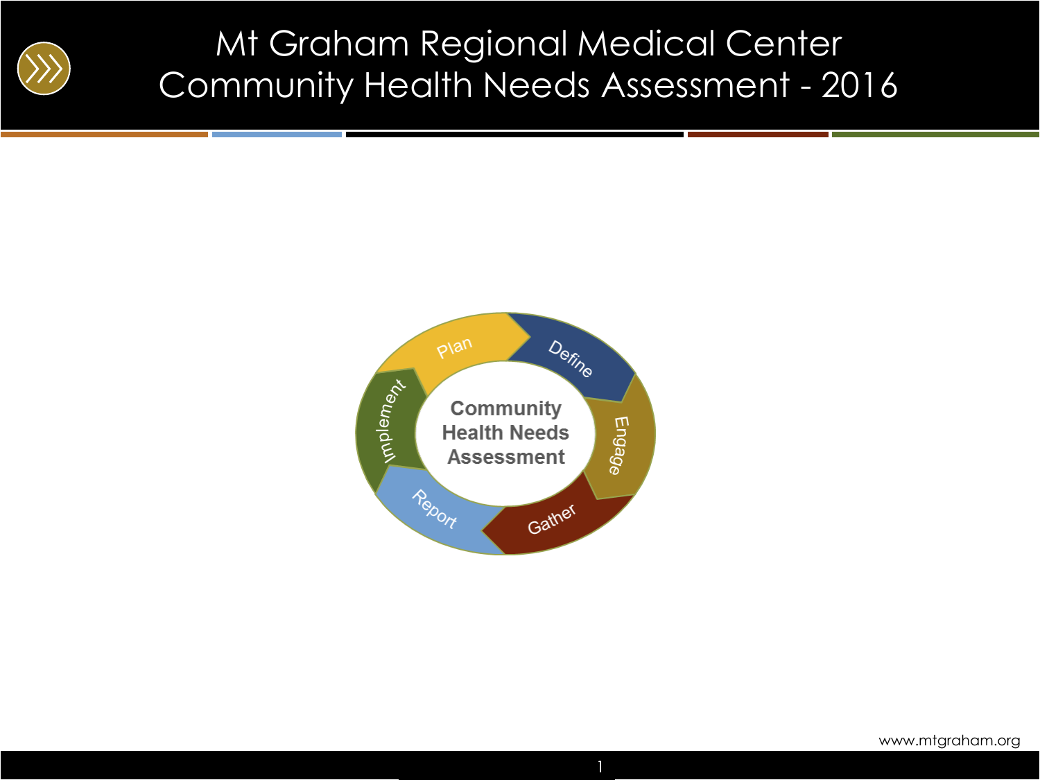# Mt Graham Regional Medical Center
# Community Health Needs Assessment - 2016

Community Health Needs Assessment

Plan

Define

Engage

Gather

Report

Implement

www.mtgraham.org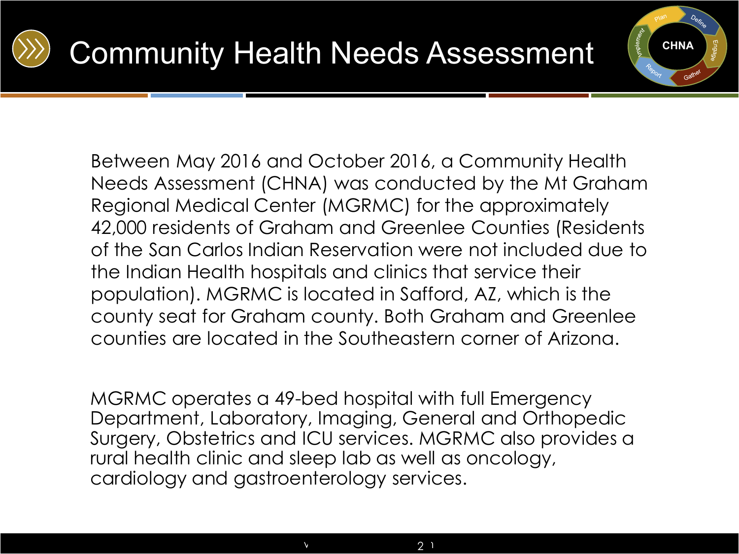# Community Health Needs Assessment

Between May 2016 and October 2016, a Community Health Needs Assessment (CHNA) was conducted by the Mt Graham Regional Medical Center (MGRMC) for the approximately 42,000 residents of Graham and Greenlee Counties (Residents of the San Carlos Indian Reservation were not included due to the Indian Health hospitals and clinics that service their population). MGRMC is located in Safford, AZ, which is the county seat for Graham county. Both Graham and Greenlee counties are located in the Southeastern corner of Arizona.

MGRMC operates a 49-bed hospital with full Emergency Department, Laboratory, Imaging, General and Orthopedic Surgery, Obstetrics and ICU services. MGRMC also provides a rural health clinic and sleep lab as well as oncology, cardiology and gastroenterology services.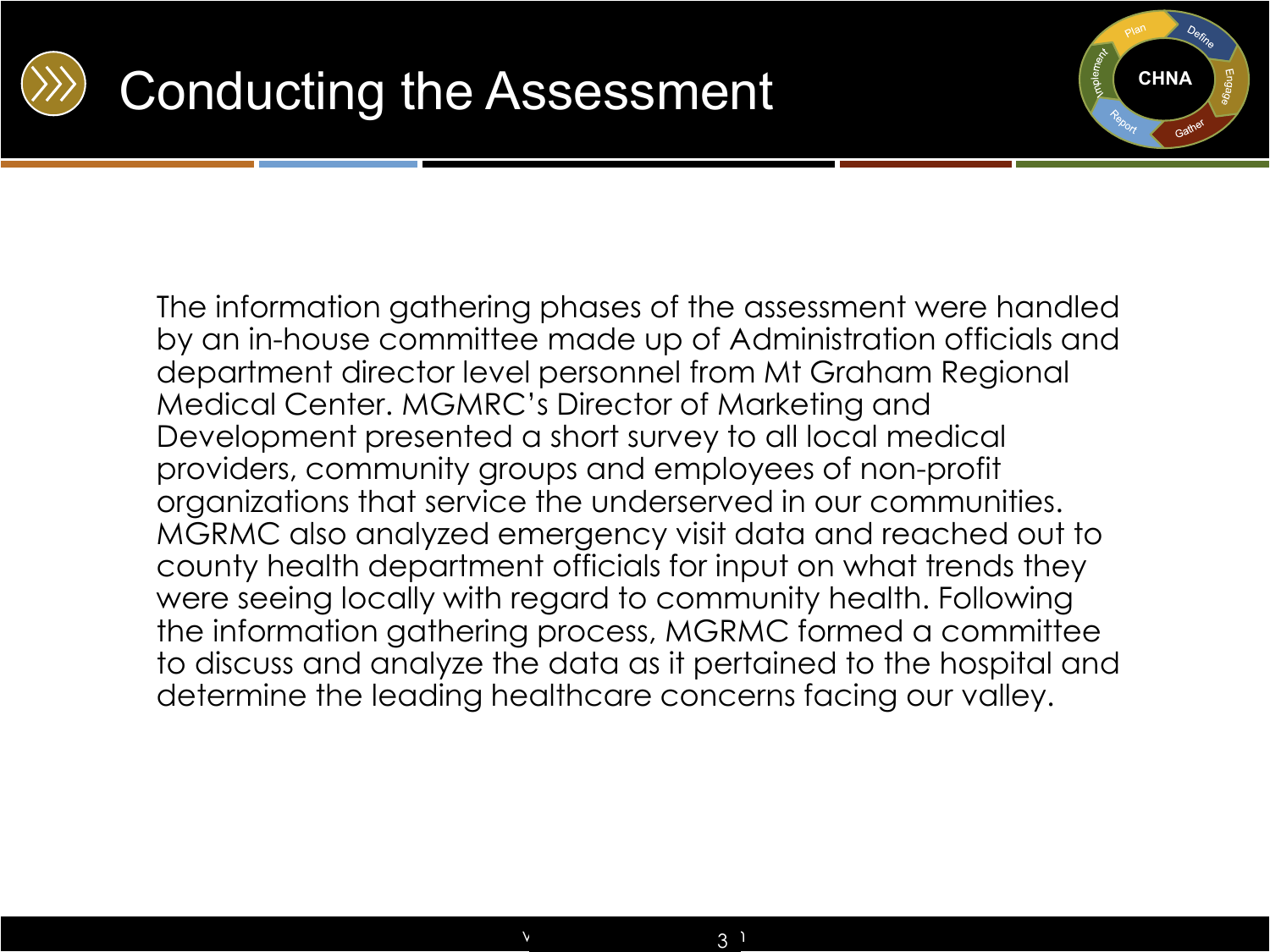# Conducting the Assessment

The information gathering phases of the assessment were handled by an in-house committee made up of Administration officials and department director level personnel from Mt Graham Regional Medical Center. MGMRC's Director of Marketing and Development presented a short survey to all local medical providers, community groups and employees of non-profit organizations that service the underserved in our communities. MGRMC also analyzed emergency visit data and reached out to county health department officials for input on what trends they were seeing locally with regard to community health. Following the information gathering process, MGRMC formed a committee to discuss and analyze the data as it pertained to the hospital and determine the leading healthcare concerns facing our valley.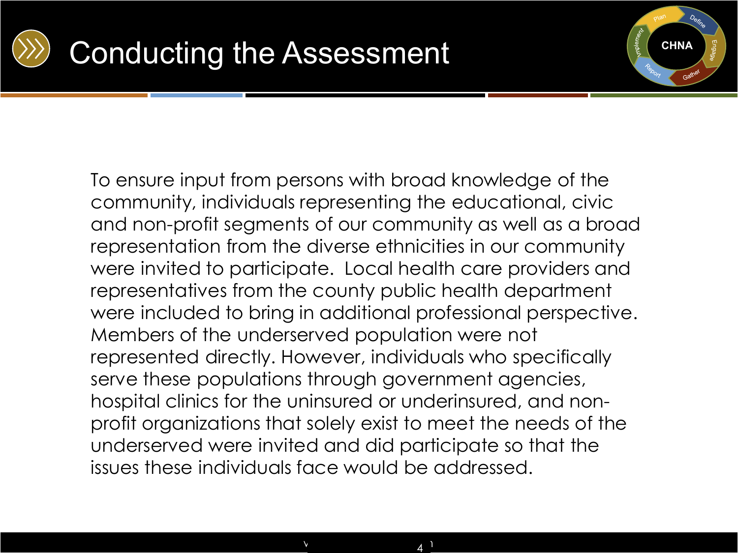# Conducting the Assessment

To ensure input from persons with broad knowledge of the community, individuals representing the educational, civic and non-profit segments of our community as well as a broad representation from the diverse ethnicities in our community were invited to participate. Local health care providers and representatives from the county public health department were included to bring in additional professional perspective. Members of the underserved population were not represented directly. However, individuals who specifically serve these populations through government agencies, hospital clinics for the uninsured or underinsured, and non-profit organizations that solely exist to meet the needs of the underserved were invited and did participate so that the issues these individuals face would be addressed.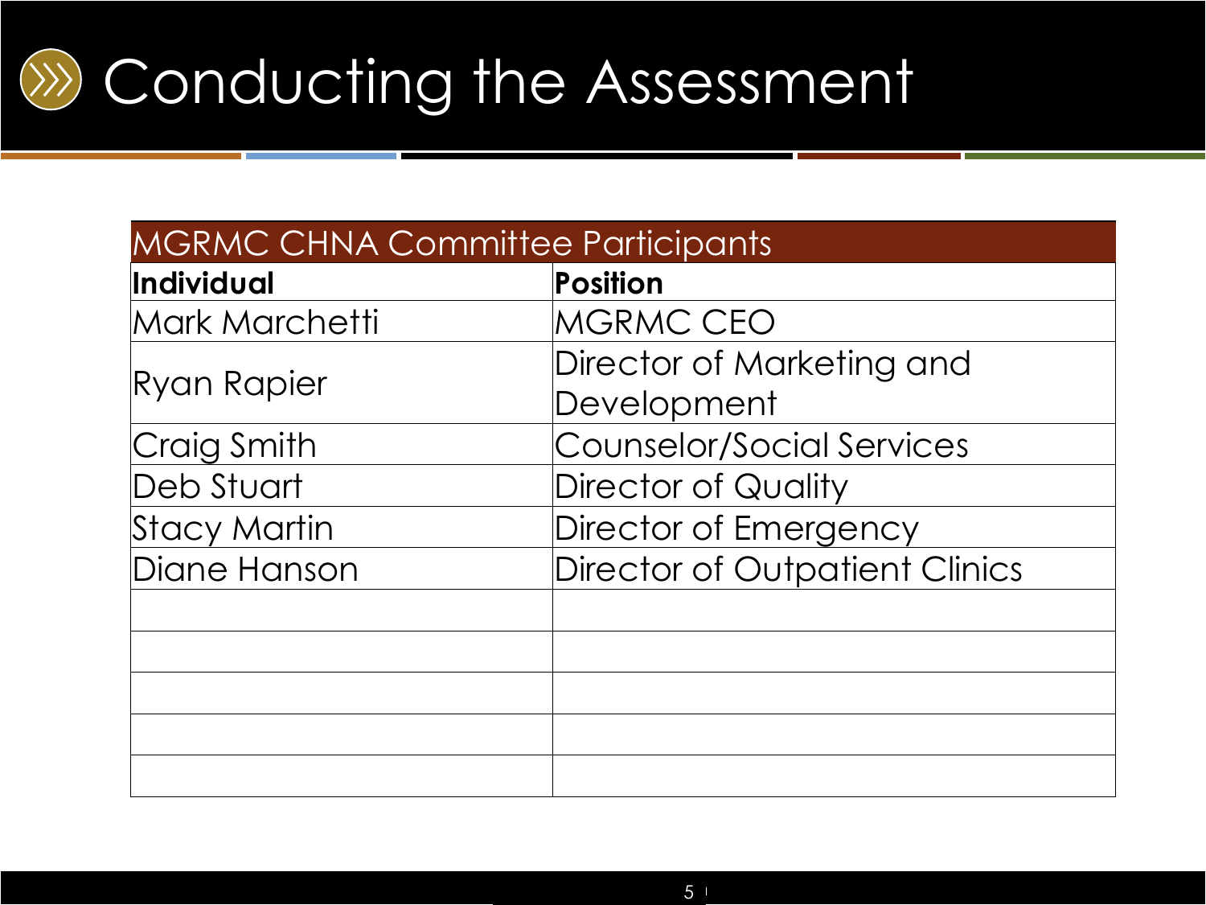# Conducting the Assessment

| MGRMC CHNA Committee Participants | |
|---|---|
| **Individual** | **Position** |
| Mark Marchetti | MGRMC CEO |
| Ryan Rapier | Director of Marketing and Development |
| Craig Smith | Counselor/Social Services |
| Deb Stuart | Director of Quality |
| Stacy Martin | Director of Emergency |
| Diane Hanson | Director of Outpatient Clinics |
| | |
| | |
| | |
| | |
| | |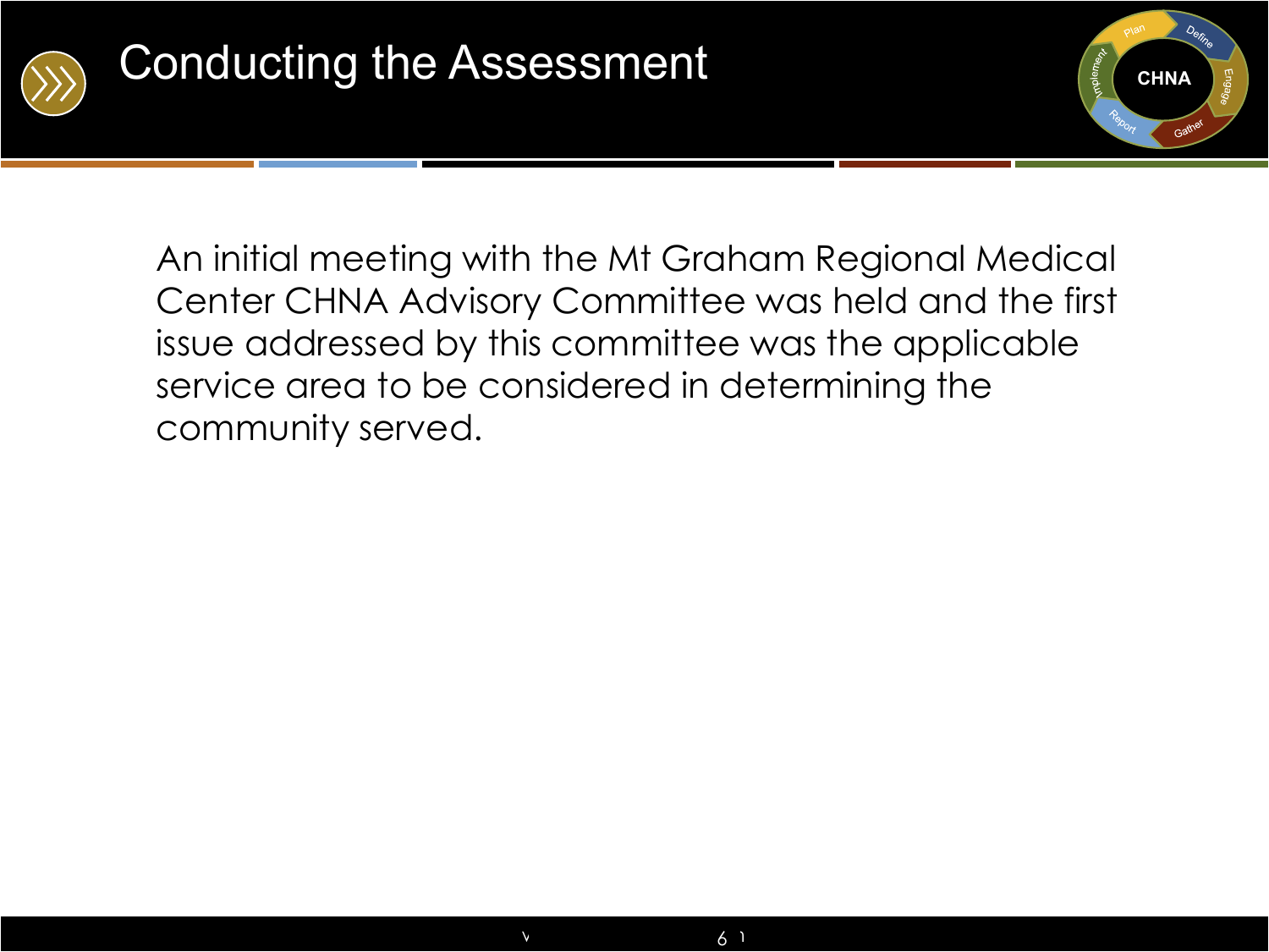# Conducting the Assessment

An initial meeting with the Mt Graham Regional Medical Center CHNA Advisory Committee was held and the first issue addressed by this committee was the applicable service area to be considered in determining the community served.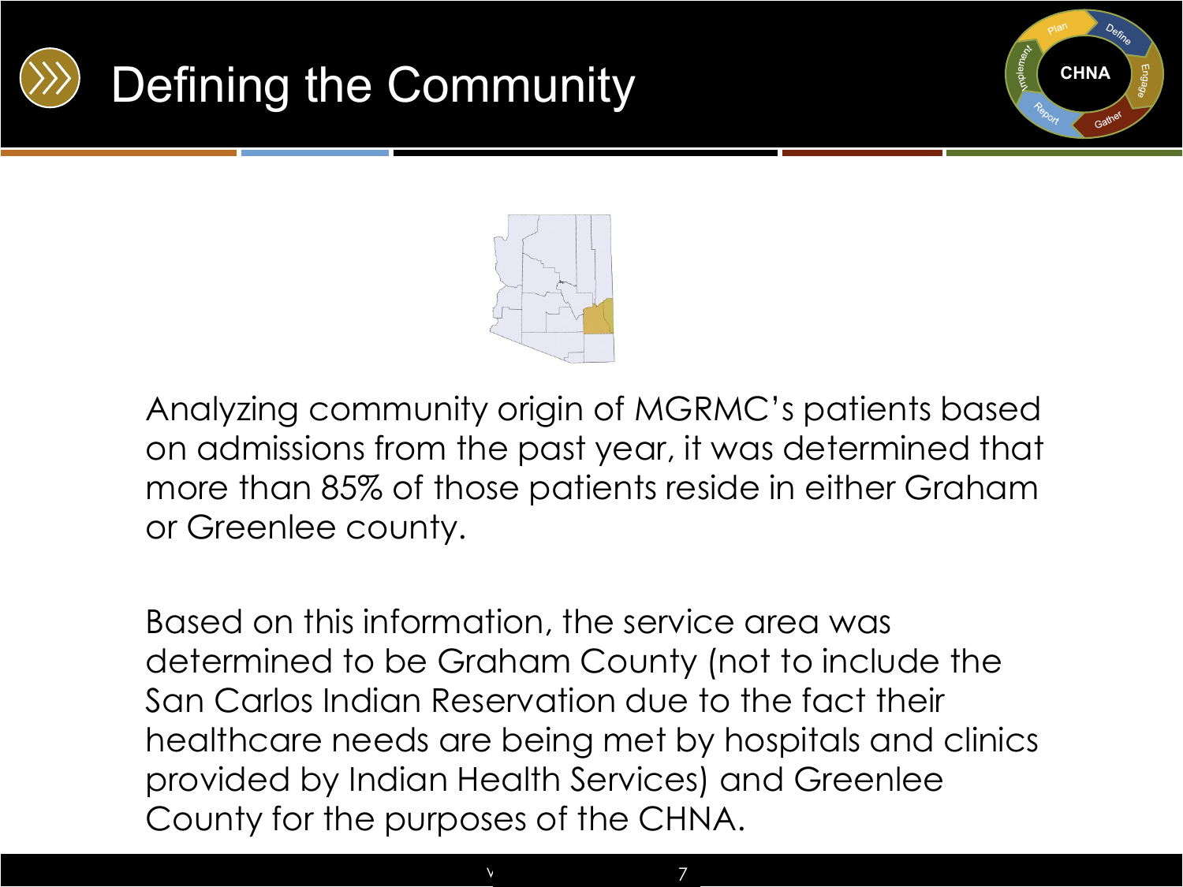# Defining the Community

Analyzing community origin of MGRMC's patients based on admissions from the past year, it was determined that more than 85% of those patients reside in either Graham or Greenlee county.

Based on this information, the service area was determined to be Graham County (not to include the San Carlos Indian Reservation due to the fact their healthcare needs are being met by hospitals and clinics provided by Indian Health Services) and Greenlee County for the purposes of the CHNA.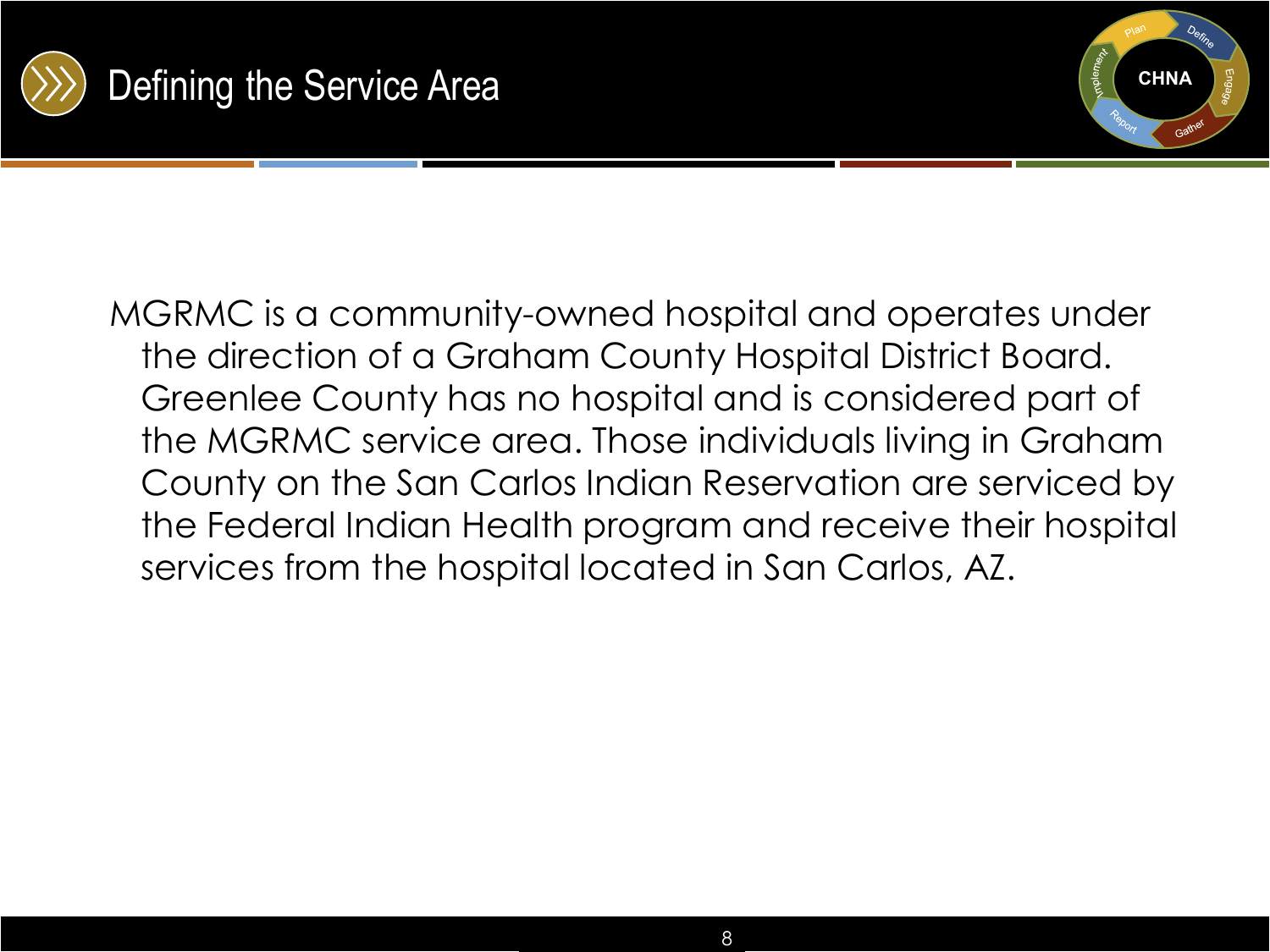# Defining the Service Area

MGRMC is a community-owned hospital and operates under the direction of a Graham County Hospital District Board. Greenlee County has no hospital and is considered part of the MGRMC service area. Those individuals living in Graham County on the San Carlos Indian Reservation are serviced by the Federal Indian Health program and receive their hospital services from the hospital located in San Carlos, AZ.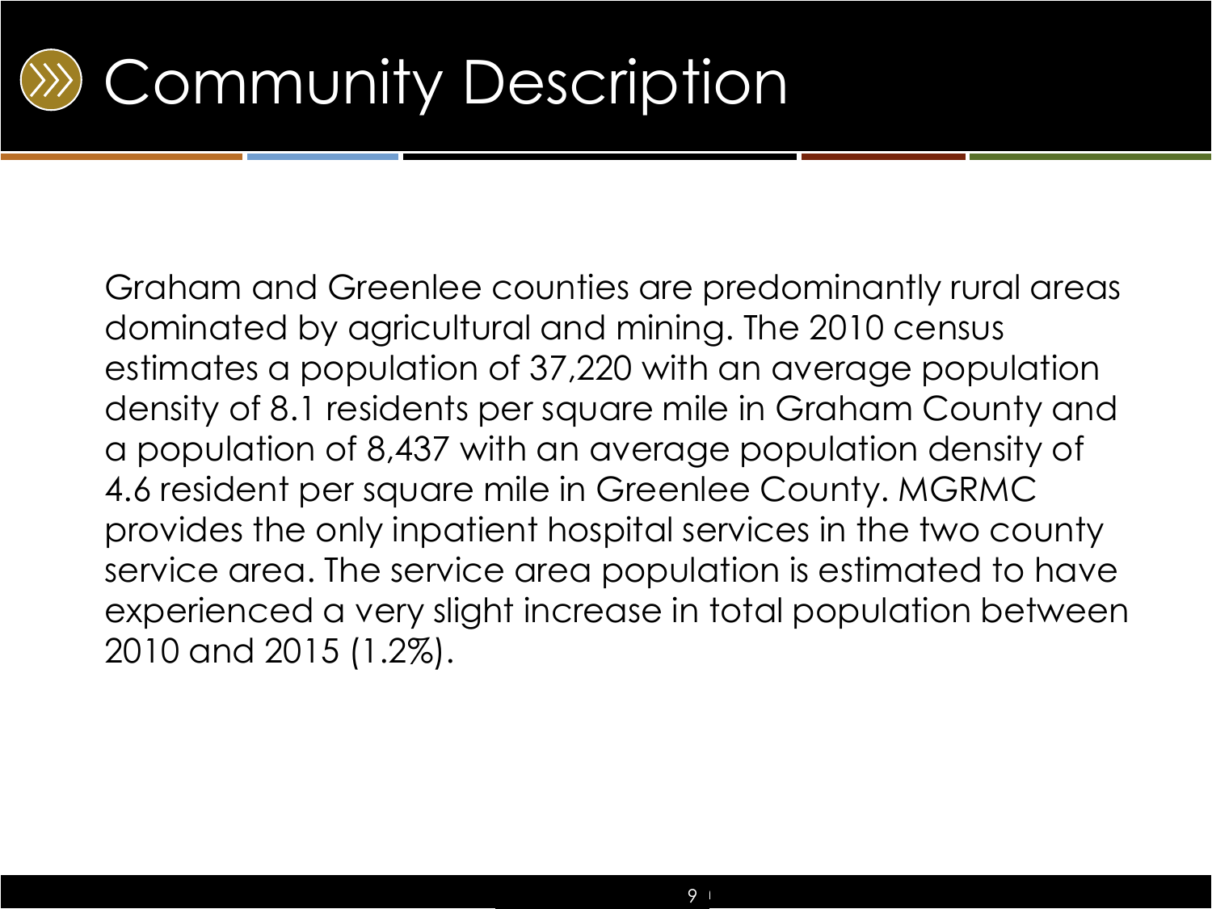# Community Description

Graham and Greenlee counties are predominantly rural areas dominated by agricultural and mining. The 2010 census estimates a population of 37,220 with an average population density of 8.1 residents per square mile in Graham County and a population of 8,437 with an average population density of 4.6 resident per square mile in Greenlee County. MGRMC provides the only inpatient hospital services in the two county service area. The service area population is estimated to have experienced a very slight increase in total population between 2010 and 2015 (1.2%).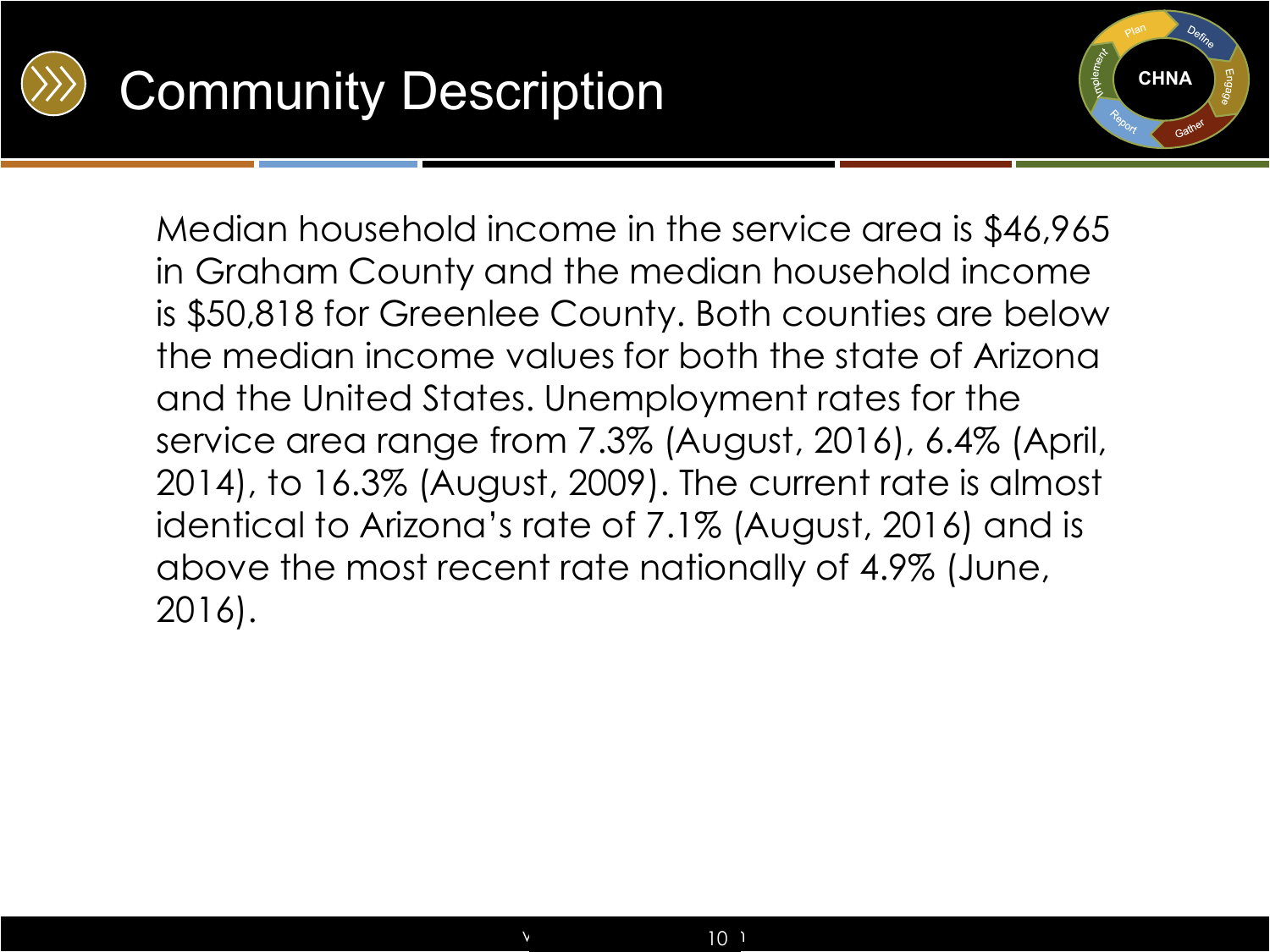# Community Description

Median household income in the service area is $46,965 in Graham County and the median household income is $50,818 for Greenlee County. Both counties are below the median income values for both the state of Arizona and the United States. Unemployment rates for the service area range from 7.3% (August, 2016), 6.4% (April, 2014), to 16.3% (August, 2009). The current rate is almost identical to Arizona's rate of 7.1% (August, 2016) and is above the most recent rate nationally of 4.9% (June, 2016).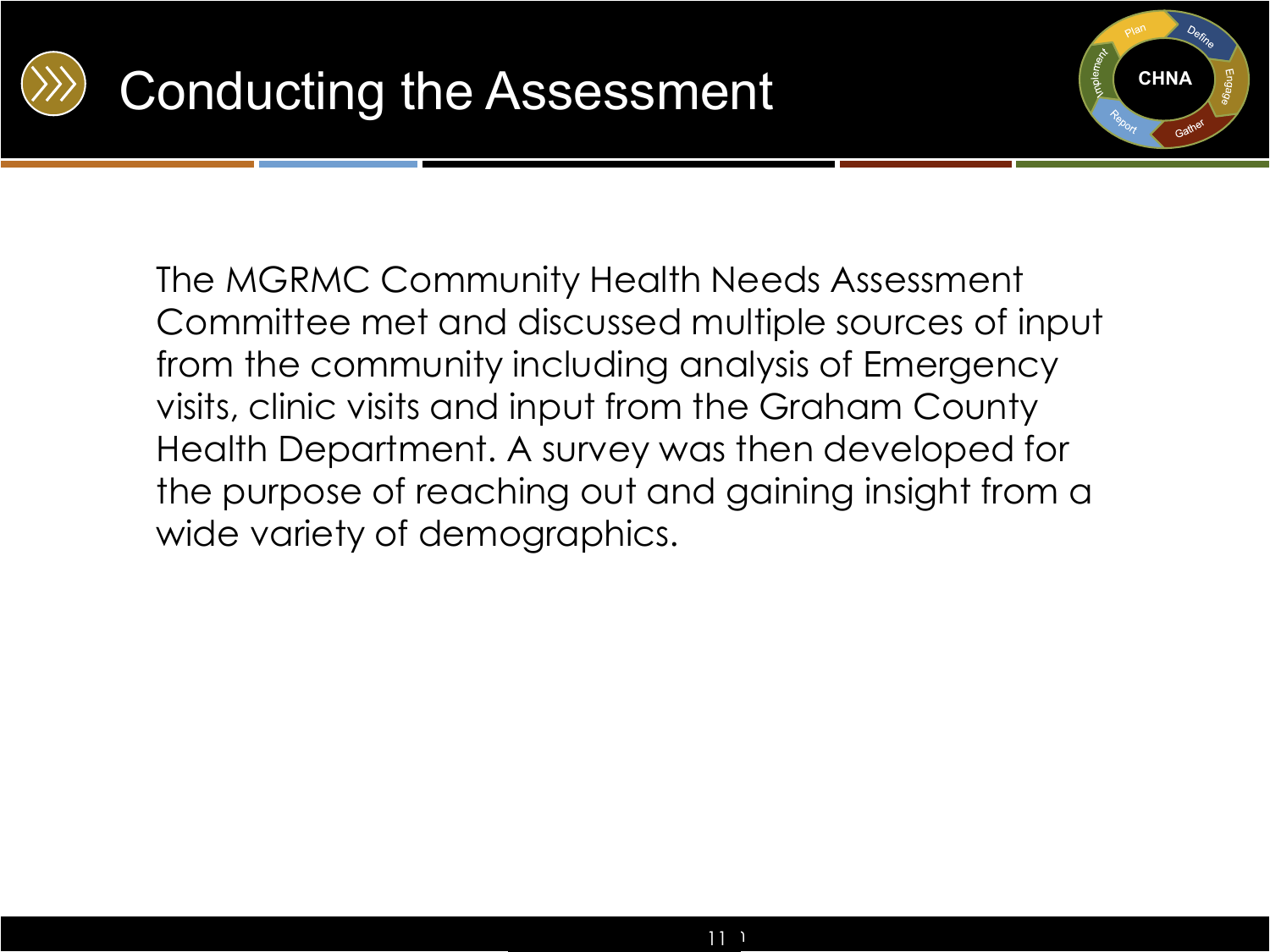# Conducting the Assessment

The MGRMC Community Health Needs Assessment Committee met and discussed multiple sources of input from the community including analysis of Emergency visits, clinic visits and input from the Graham County Health Department. A survey was then developed for the purpose of reaching out and gaining insight from a wide variety of demographics.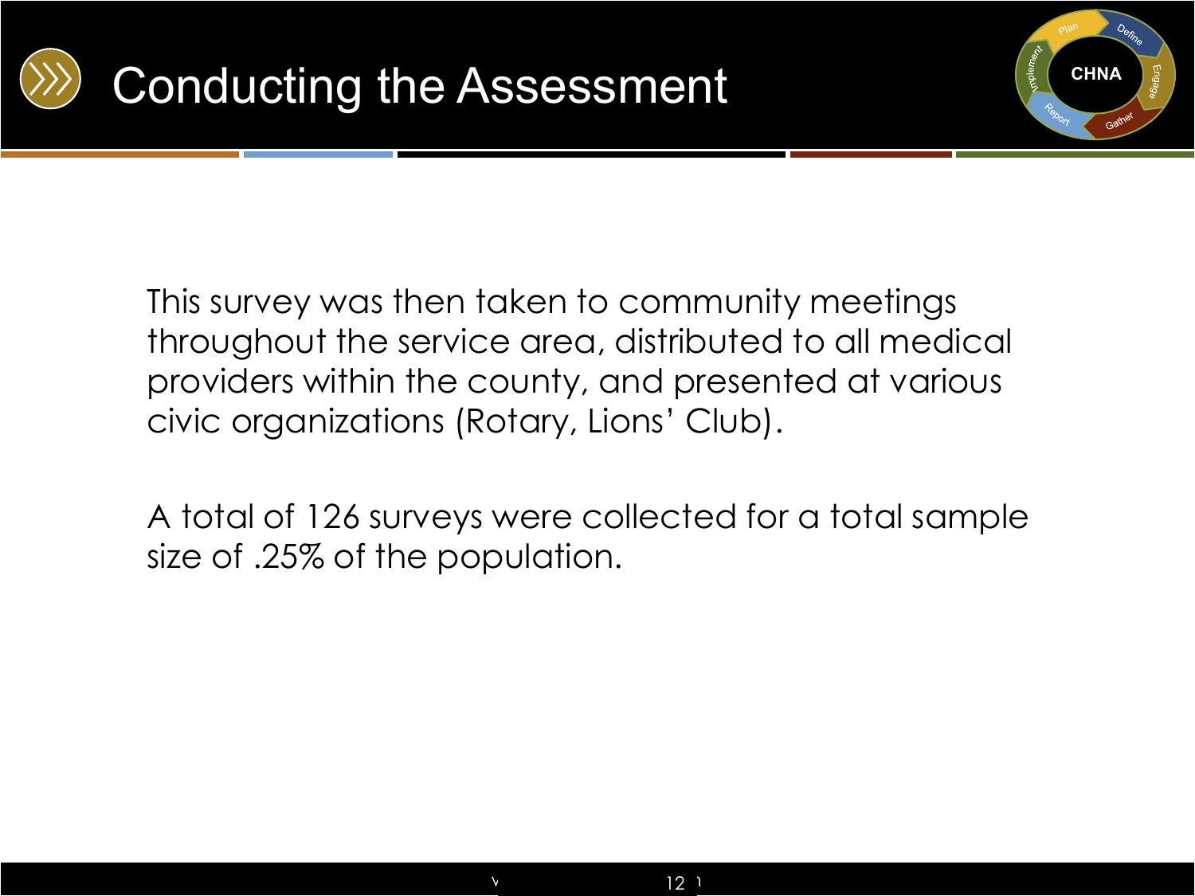# Conducting the Assessment

This survey was then taken to community meetings throughout the service area, distributed to all medical providers within the county, and presented at various civic organizations (Rotary, Lions' Club).

A total of 126 surveys were collected for a total sample size of .25% of the population.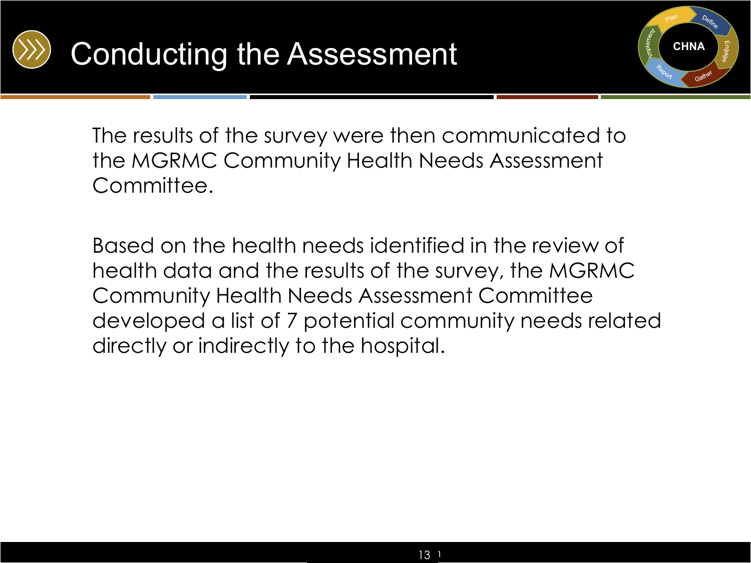# Conducting the Assessment

The results of the survey were then communicated to the MGRMC Community Health Needs Assessment Committee.

Based on the health needs identified in the review of health data and the results of the survey, the MGRMC Community Health Needs Assessment Committee developed a list of 7 potential community needs related directly or indirectly to the hospital.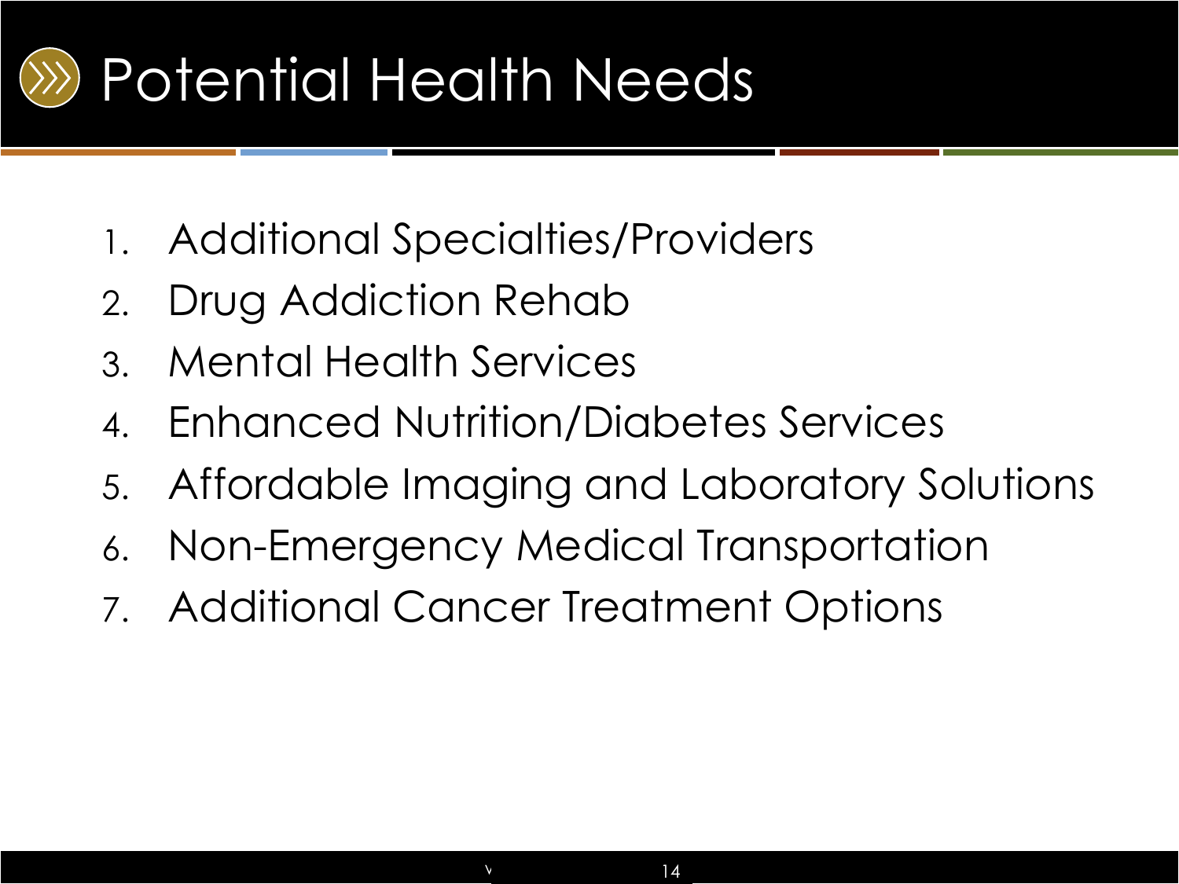# Potential Health Needs

1. Additional Specialties/Providers
2. Drug Addiction Rehab
3. Mental Health Services
4. Enhanced Nutrition/Diabetes Services
5. Affordable Imaging and Laboratory Solutions
6. Non-Emergency Medical Transportation
7. Additional Cancer Treatment Options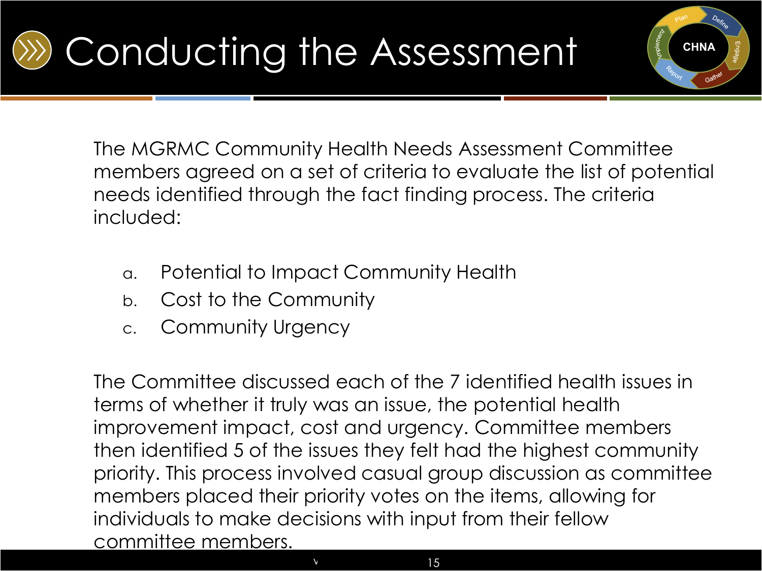# Conducting the Assessment

The MGRMC Community Health Needs Assessment Committee members agreed on a set of criteria to evaluate the list of potential needs identified through the fact finding process. The criteria included:

a. Potential to Impact Community Health
b. Cost to the Community
c. Community Urgency

The Committee discussed each of the 7 identified health issues in terms of whether it truly was an issue, the potential health improvement impact, cost and urgency. Committee members then identified 5 of the issues they felt had the highest community priority. This process involved casual group discussion as committee members placed their priority votes on the items, allowing for individuals to make decisions with input from their fellow committee members.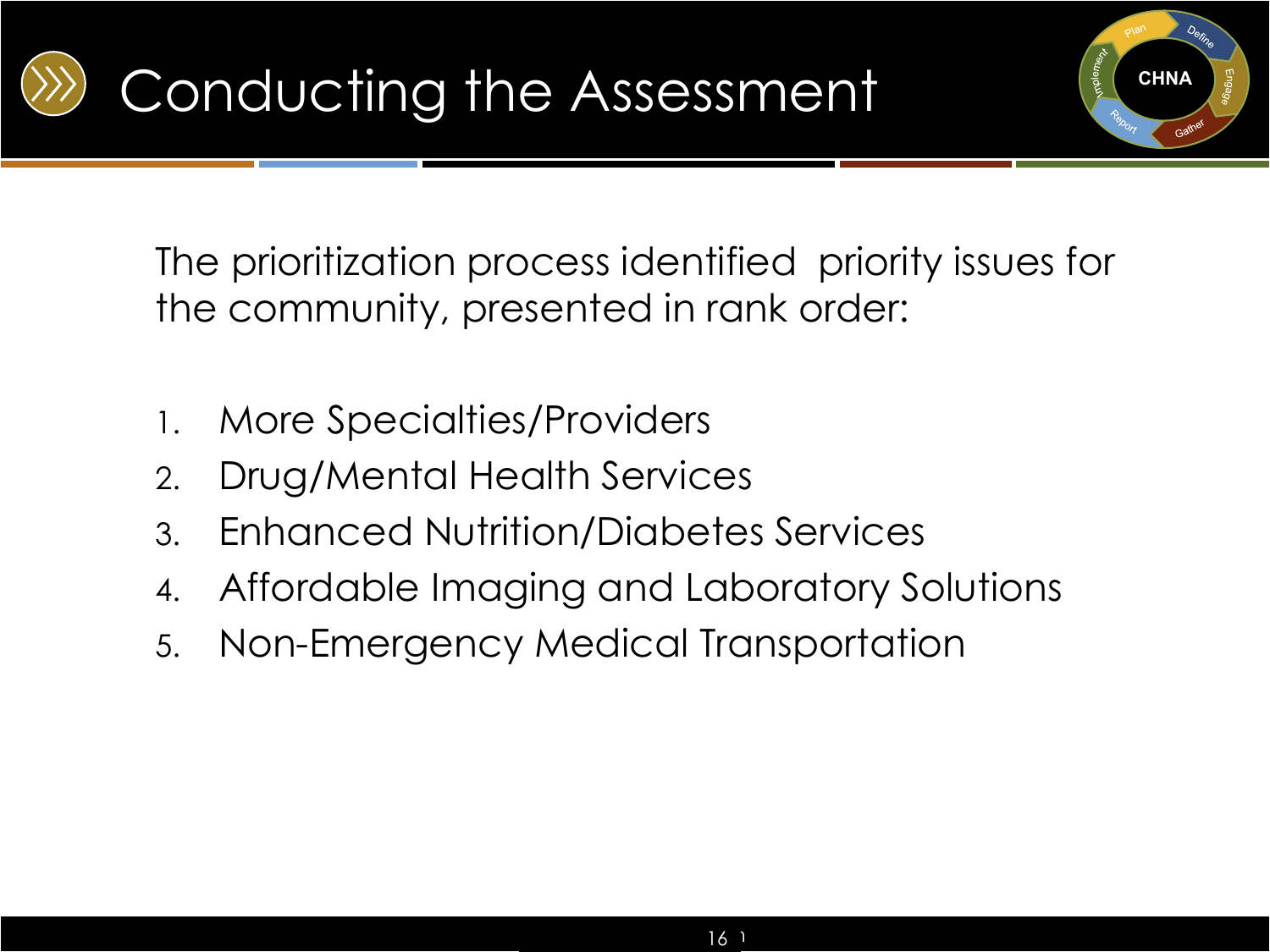# Conducting the Assessment

The prioritization process identified priority issues for the community, presented in rank order:

1. More Specialties/Providers
2. Drug/Mental Health Services
3. Enhanced Nutrition/Diabetes Services
4. Affordable Imaging and Laboratory Solutions
5. Non-Emergency Medical Transportation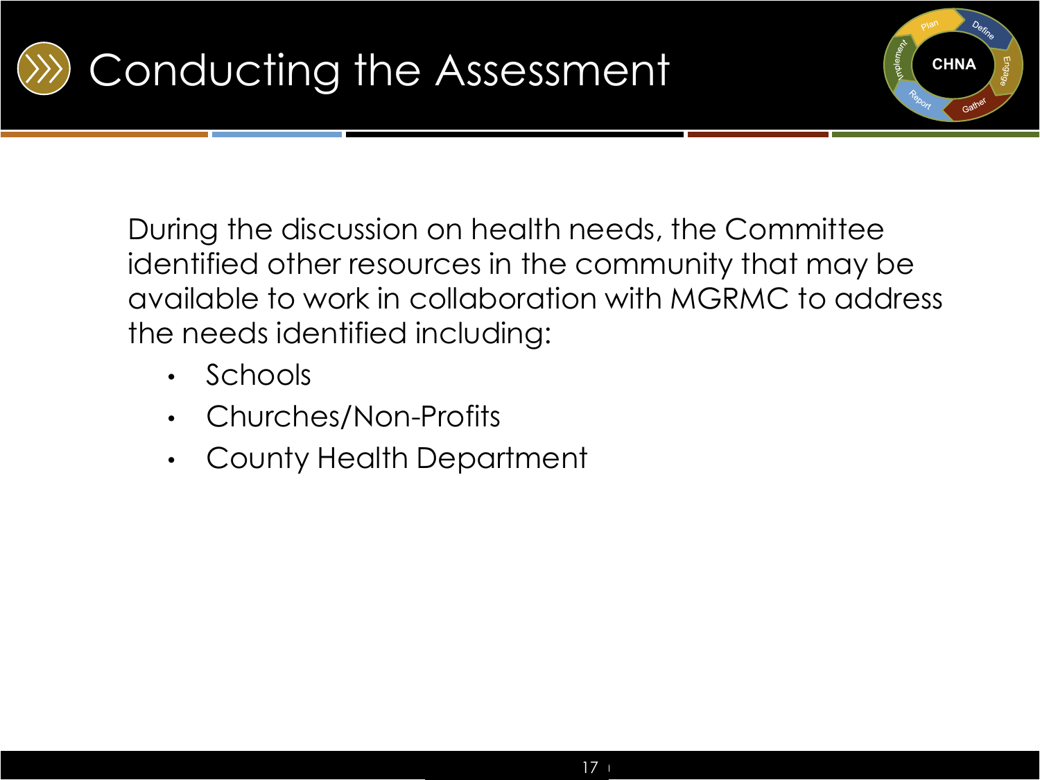# Conducting the Assessment

During the discussion on health needs, the Committee identified other resources in the community that may be available to work in collaboration with MGRMC to address the needs identified including:

- Schools
- Churches/Non-Profits
- County Health Department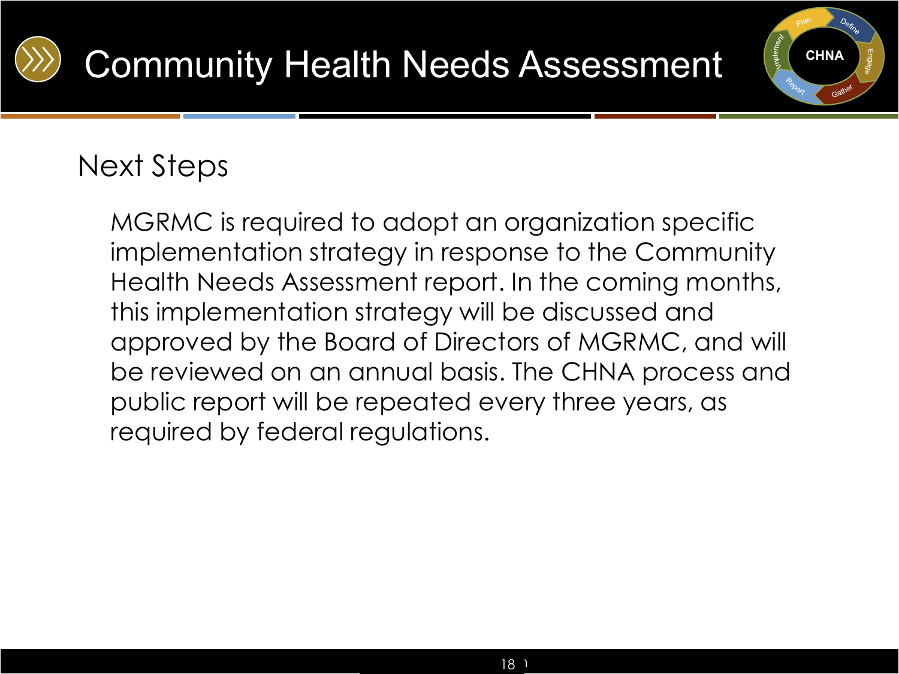# Community Health Needs Assessment

## Next Steps

MGRMC is required to adopt an organization specific implementation strategy in response to the Community Health Needs Assessment report. In the coming months, this implementation strategy will be discussed and approved by the Board of Directors of MGRMC, and will be reviewed on an annual basis. The CHNA process and public report will be repeated every three years, as required by federal regulations.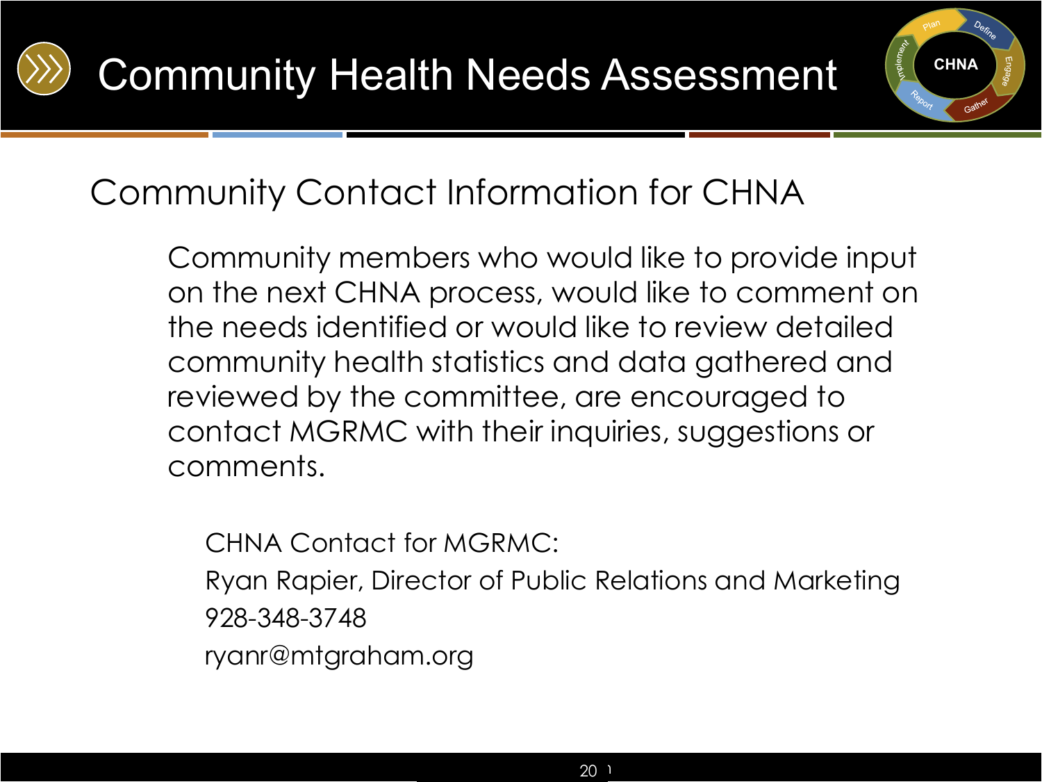# Community Health Needs Assessment

## Community Contact Information for CHNA

Community members who would like to provide input on the next CHNA process, would like to comment on the needs identified or would like to review detailed community health statistics and data gathered and reviewed by the committee, are encouraged to contact MGRMC with their inquiries, suggestions or comments.

CHNA Contact for MGRMC:
Ryan Rapier, Director of Public Relations and Marketing
928-348-3748
ryanr@mtgraham.org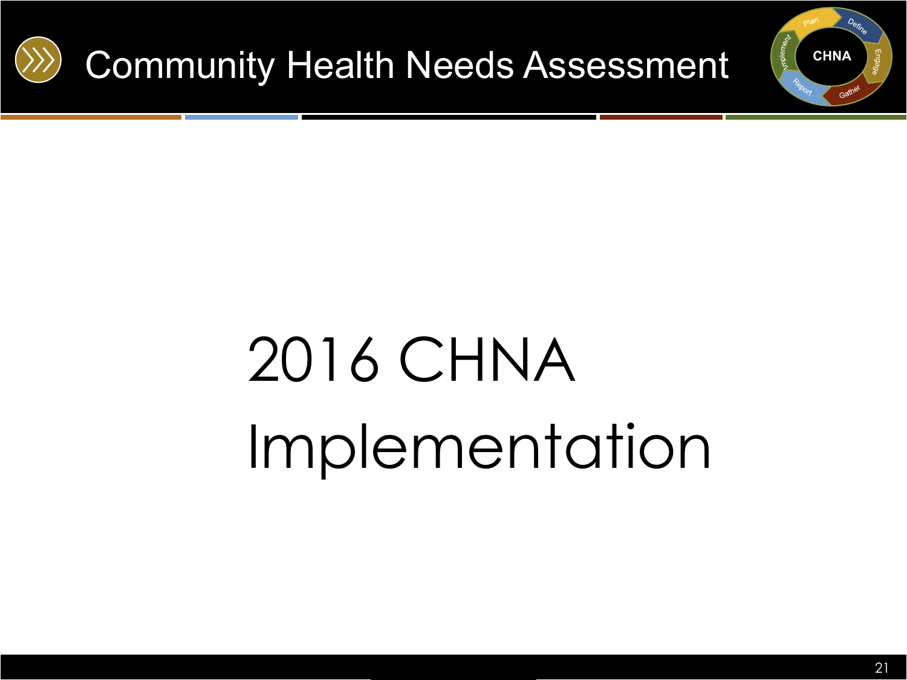# 2016 CHNA Implementation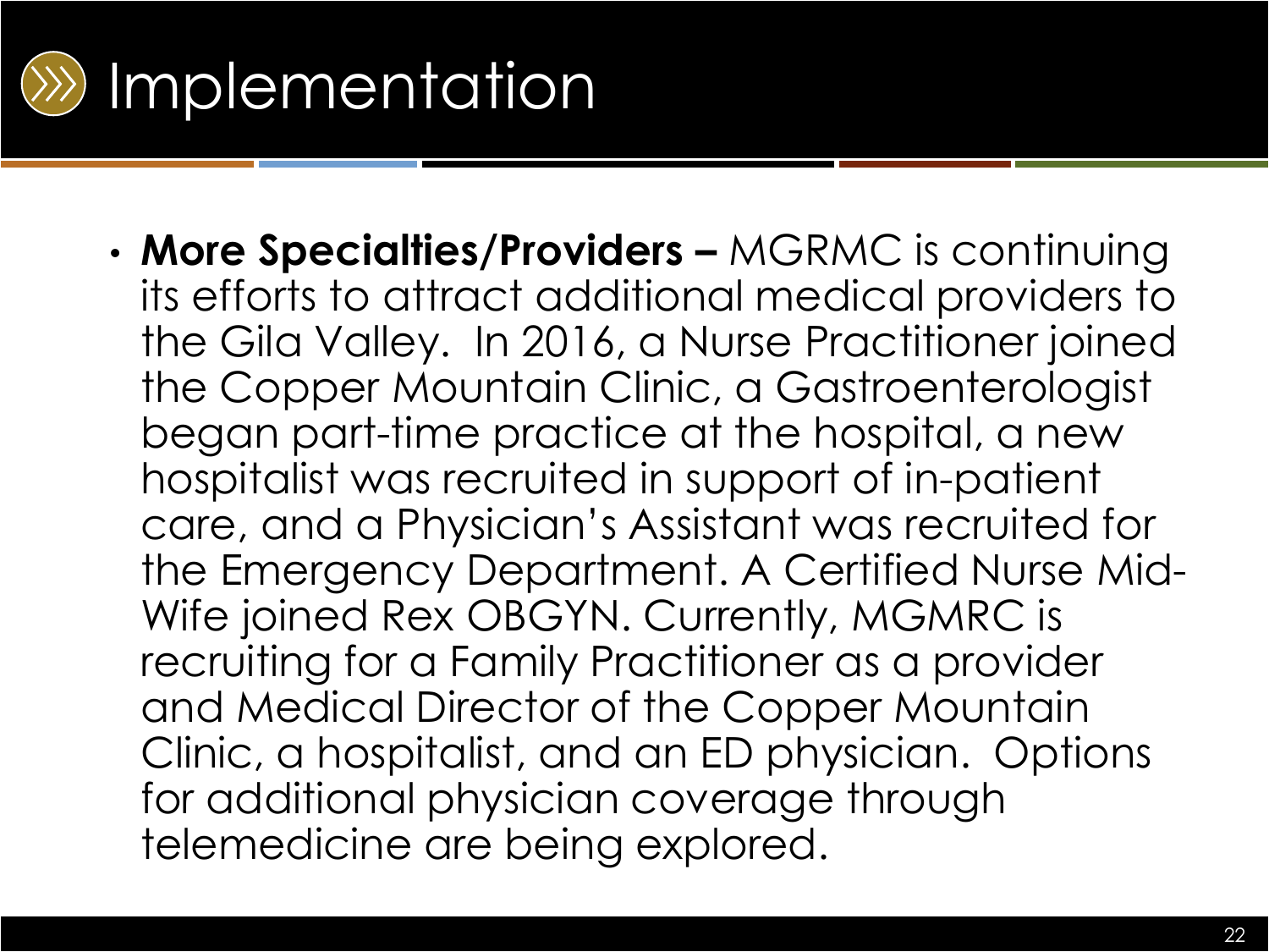# Implementation

- **More Specialties/Providers –** MGRMC is continuing its efforts to attract additional medical providers to the Gila Valley. In 2016, a Nurse Practitioner joined the Copper Mountain Clinic, a Gastroenterologist began part-time practice at the hospital, a new hospitalist was recruited in support of in-patient care, and a Physician's Assistant was recruited for the Emergency Department. A Certified Nurse Mid-Wife joined Rex OBGYN. Currently, MGMRC is recruiting for a Family Practitioner as a provider and Medical Director of the Copper Mountain Clinic, a hospitalist, and an ED physician. Options for additional physician coverage through telemedicine are being explored.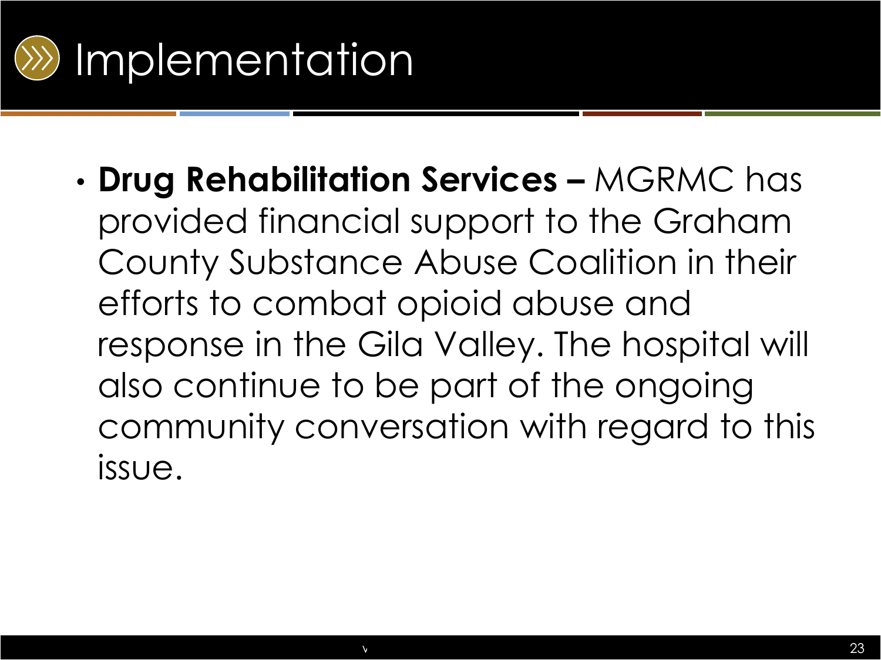# Implementation

- **Drug Rehabilitation Services –** MGRMC has provided financial support to the Graham County Substance Abuse Coalition in their efforts to combat opioid abuse and response in the Gila Valley. The hospital will also continue to be part of the ongoing community conversation with regard to this issue.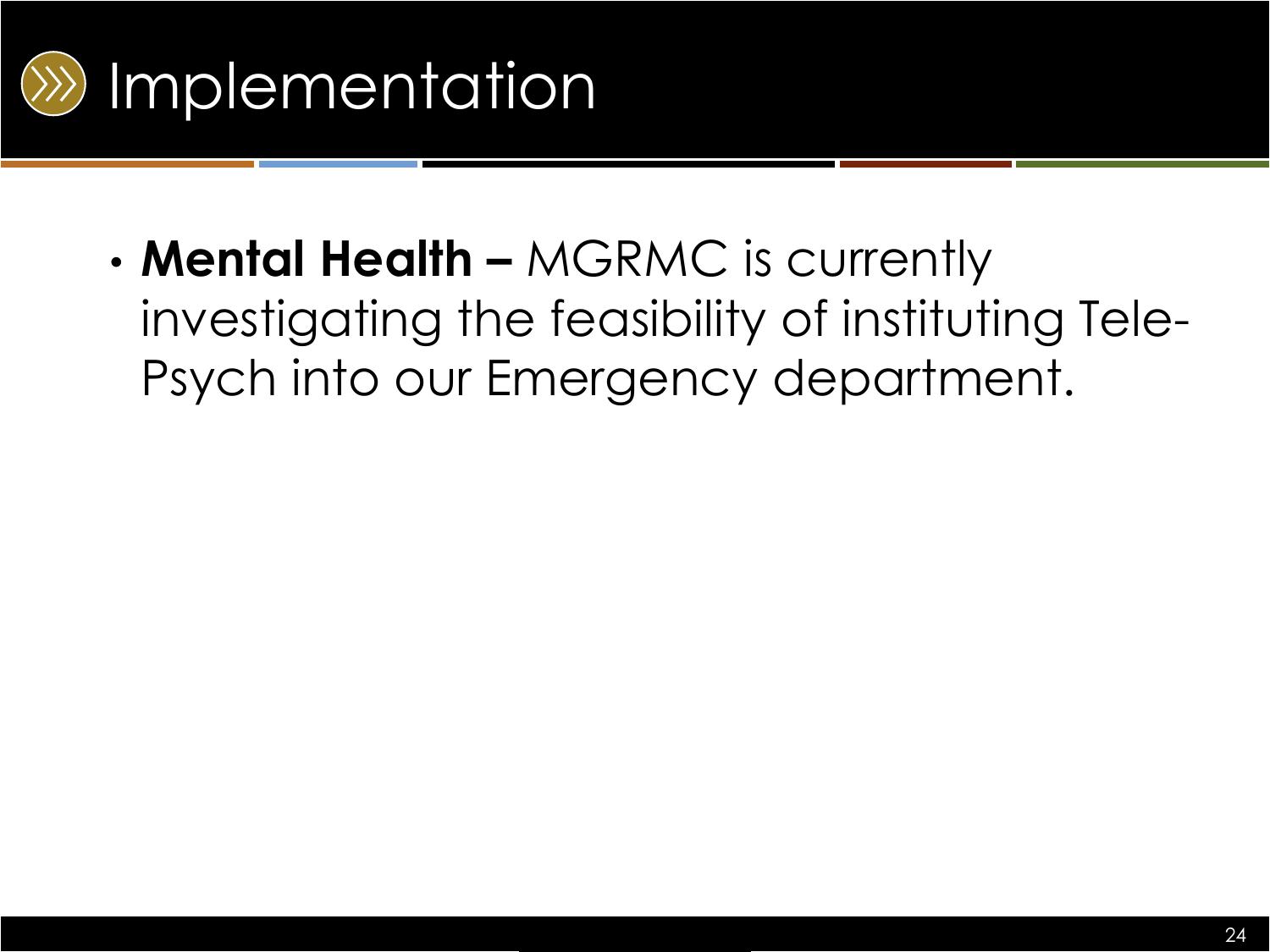# Implementation

- **Mental Health –** MGRMC is currently investigating the feasibility of instituting Tele-Psych into our Emergency department.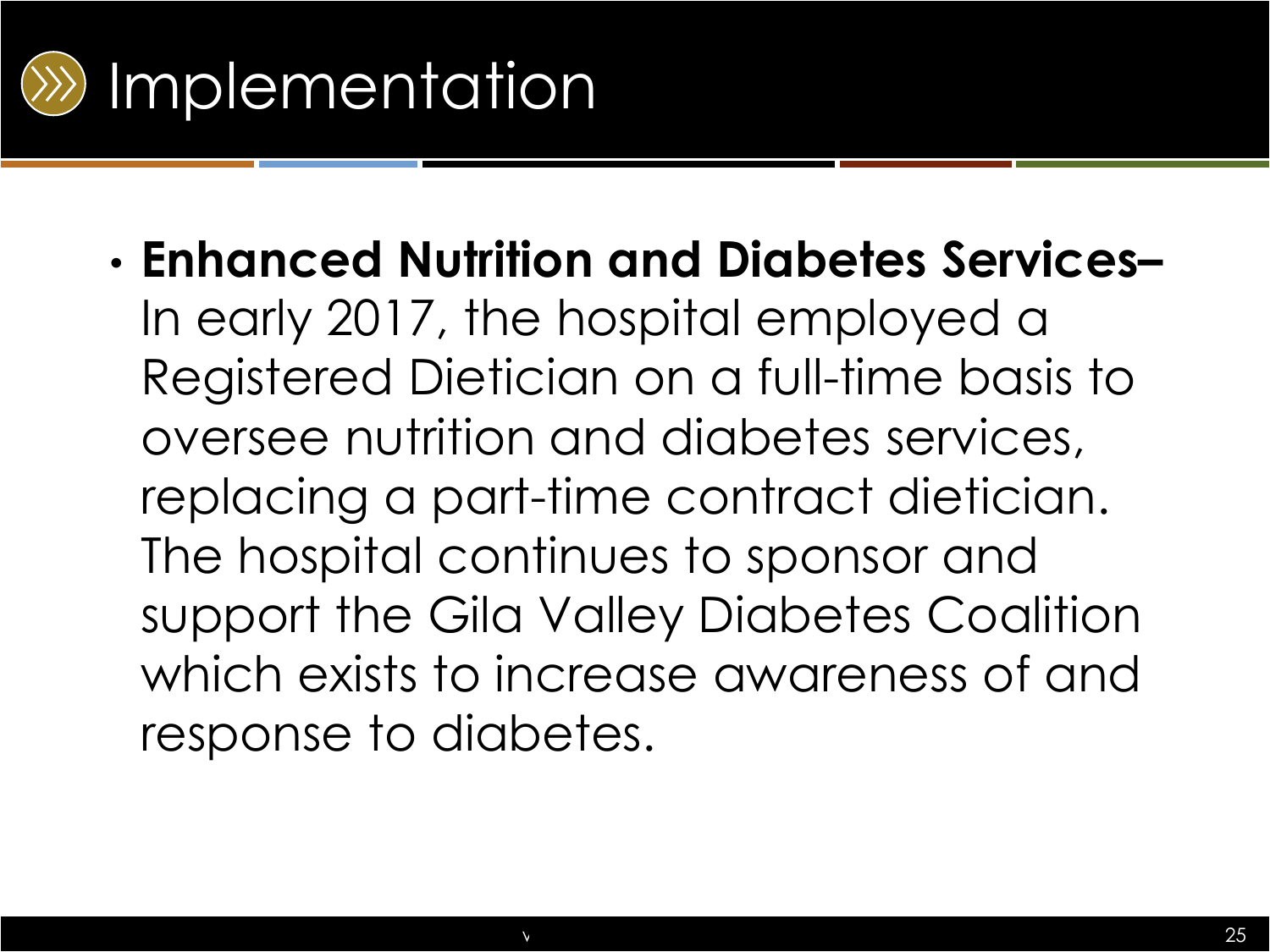# Implementation

- **Enhanced Nutrition and Diabetes Services–** In early 2017, the hospital employed a Registered Dietician on a full-time basis to oversee nutrition and diabetes services, replacing a part-time contract dietician. The hospital continues to sponsor and support the Gila Valley Diabetes Coalition which exists to increase awareness of and response to diabetes.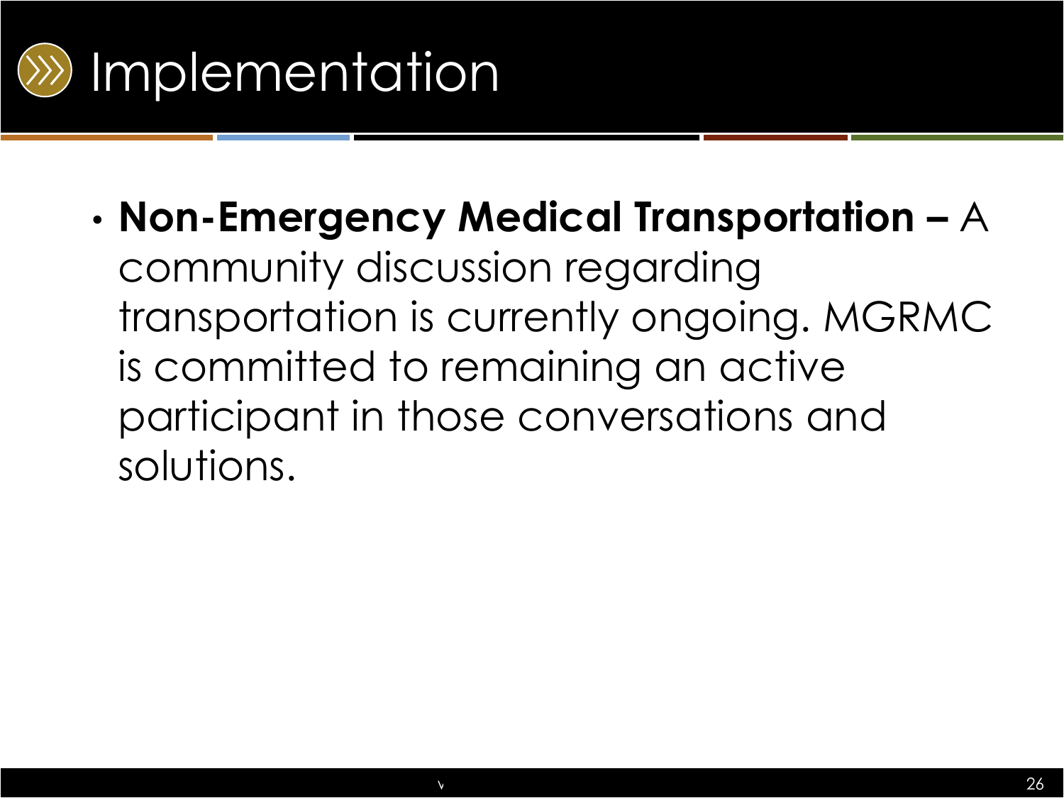# Implementation

- **Non-Emergency Medical Transportation –** A community discussion regarding transportation is currently ongoing. MGRMC is committed to remaining an active participant in those conversations and solutions.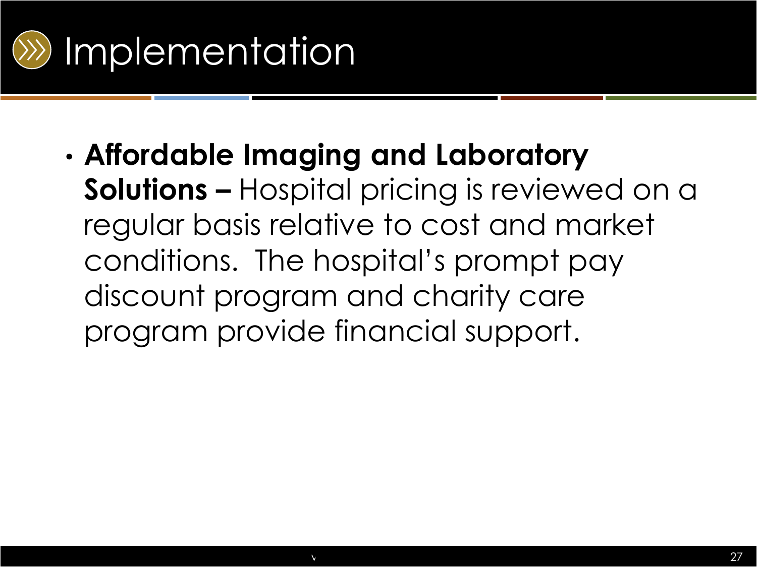# Implementation

- **Affordable Imaging and Laboratory Solutions –** Hospital pricing is reviewed on a regular basis relative to cost and market conditions. The hospital's prompt pay discount program and charity care program provide financial support.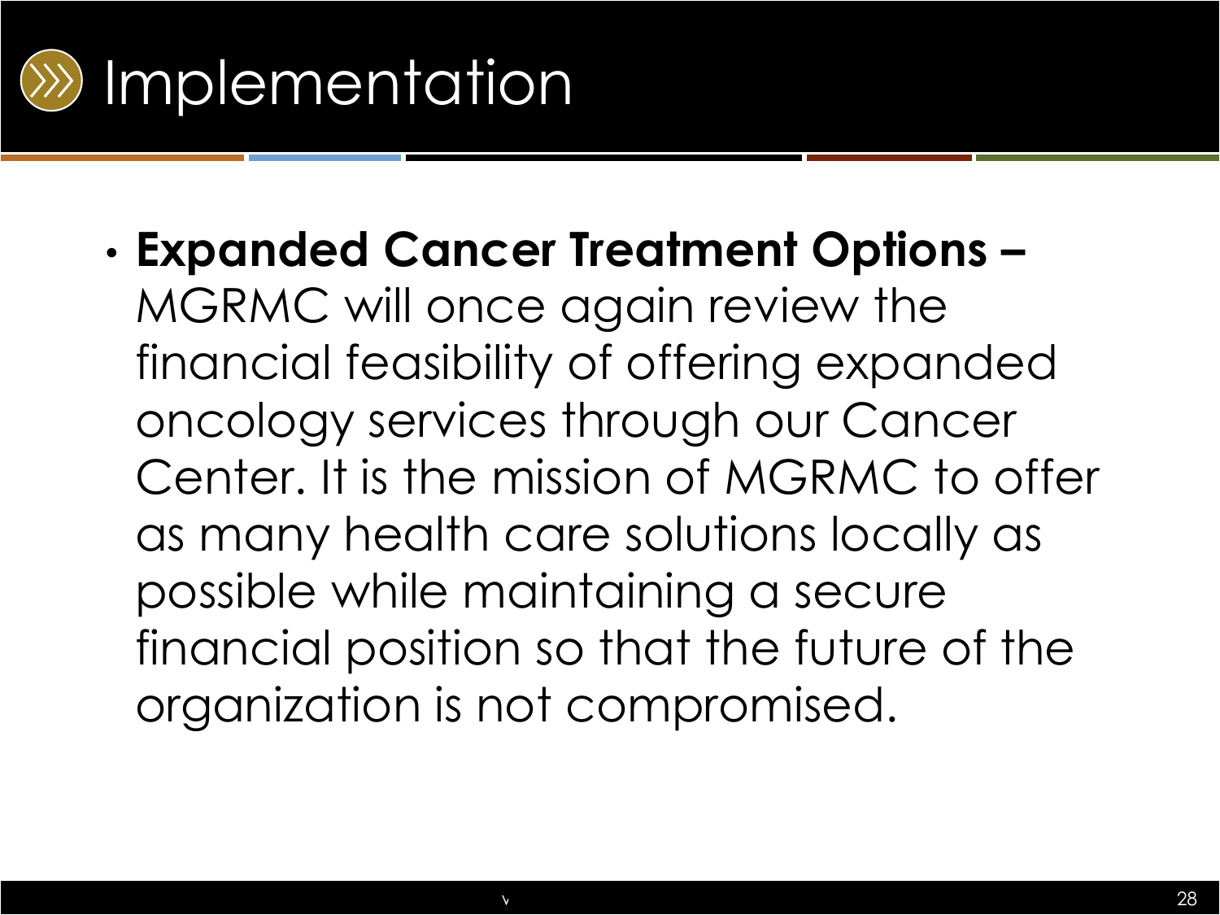# Implementation

- **Expanded Cancer Treatment Options –** MGRMC will once again review the financial feasibility of offering expanded oncology services through our Cancer Center. It is the mission of MGRMC to offer as many health care solutions locally as possible while maintaining a secure financial position so that the future of the organization is not compromised.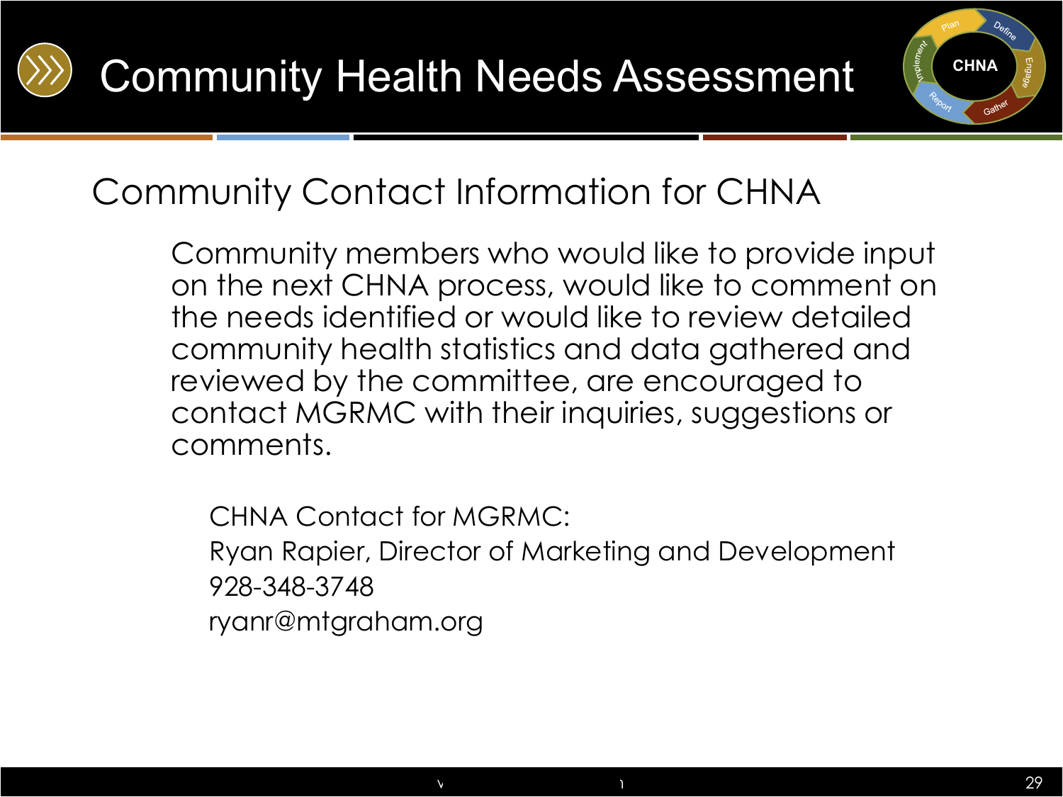# Community Health Needs Assessment

## Community Contact Information for CHNA

Community members who would like to provide input on the next CHNA process, would like to comment on the needs identified or would like to review detailed community health statistics and data gathered and reviewed by the committee, are encouraged to contact MGRMC with their inquiries, suggestions or comments.

CHNA Contact for MGRMC:
Ryan Rapier, Director of Marketing and Development
928-348-3748
ryanr@mtgraham.org